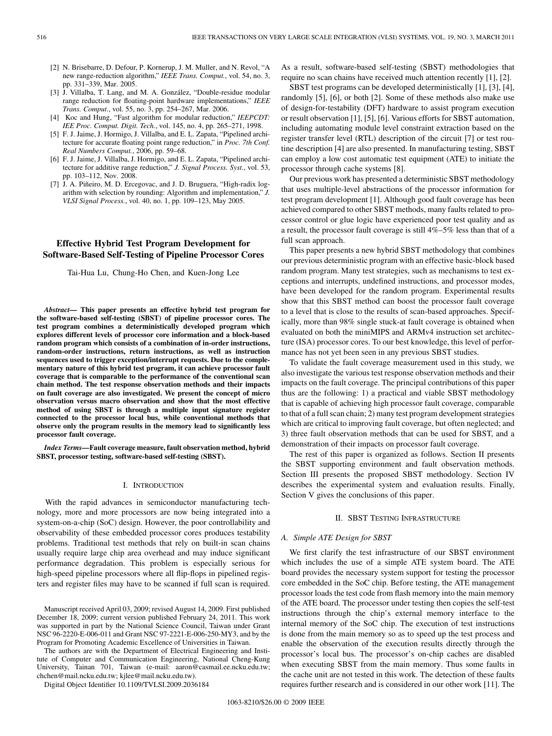[2] N. Brisebarre, D. Defour, P. Kornerup, J. M. Muller, and N. Revol, "A new range-reduction algorithm," *IEEE Trans. Comput.*, vol. 54, no. 3, pp. 331–339, Mar. 2005.

[3] J. Villalba, T. Lang, and M. A. González, "Double-residue modular range reduction for floating-point hardware implementations," *IEEE Trans. Comput.*, vol. 55, no. 3, pp. 254–267, Mar. 2006.

[4] Koc and Hung, "Fast algorithm for modular reduction," *IEEPCDT: IEE Proc. Comput. Digit. Tech.*, vol. 145, no. 4, pp. 265–271, 1998.

[5] F. J. Jaime, J. Hormigo, J. Villalba, and E. L. Zapata, "Pipelined architecture for accurate floating point range reduction," in *Proc. 7th Conf. Real Numbers Comput.*, 2006, pp. 59–68.

[6] F. J. Jaime, J. Villalba, J. Hormigo, and E. L. Zapata, "Pipelined architecture for additive range reduction," *J. Signal Process. Syst.*, vol. 53, pp. 103–112, Nov. 2008.

[7] J. A. Piñeiro, M. D. Ercegovac, and J. D. Bruguera, "High-radix logarithm with selection by rounding: Algorithm and implementation," *J. VLSI Signal Process.*, vol. 40, no. 1, pp. 109–123, May 2005.

# Effective Hybrid Test Program Development for Software-Based Self-Testing of Pipeline Processor Cores

Tai-Hua Lu, Chung-Ho Chen, and Kuen-Jong Lee

***Abstract*— This paper presents an effective hybrid test program for the software-based self-testing (SBST) of pipeline processor cores. The test program combines a deterministically developed program which explores different levels of processor core information and a block-based random program which consists of a combination of in-order instructions, random-order instructions, return instructions, as well as instruction sequences used to trigger exception/interrupt requests. Due to the complementary nature of this hybrid test program, it can achieve processor fault coverage that is comparable to the performance of the conventional scan chain method. The test response observation methods and their impacts on fault coverage are also investigated. We present the concept of micro observation versus macro observation and show that the most effective method of using SBST is through a multiple input signature register connected to the processor local bus, while conventional methods that observe only the program results in the memory lead to significantly less processor fault coverage.**

***Index Terms*—Fault coverage measure, fault observation method, hybrid SBST, processor testing, software-based self-testing (SBST).**

## I. Introduction

With the rapid advances in semiconductor manufacturing technology, more and more processors are now being integrated into a system-on-a-chip (SoC) design. However, the poor controllability and observability of these embedded processor cores produces testability problems. Traditional test methods that rely on built-in scan chains usually require large chip area overhead and may induce significant performance degradation. This problem is especially serious for high-speed pipeline processors where all flip-flops in pipelined registers and register files may have to be scanned if full scan is required. As a result, software-based self-testing (SBST) methodologies that require no scan chains have received much attention recently [1], [2].

Manuscript received April 03, 2009; revised August 14, 2009. First published December 18, 2009; current version published February 24, 2011. This work was supported in part by the National Science Council, Taiwan under Grant NSC 96-2220-E-006-011 and Grant NSC 97-2221-E-006-250-MY3, and by the Program for Promoting Academic Excellence of Universities in Taiwan.

The authors are with the Department of Electrical Engineering and Institute of Computer and Communication Engineering, National Cheng-Kung University, Tainan 701, Taiwan (e-mail: aaron@casmail.ee.ncku.edu.tw; chchen@mail.ncku.edu.tw; kjlee@mail.ncku.edu.tw).

Digital Object Identifier 10.1109/TVLSI.2009.2036184

SBST test programs can be developed deterministically [1], [3], [4], randomly [5], [6], or both [2]. Some of these methods also make use of design-for-testability (DFT) hardware to assist program execution or result observation [1], [5], [6]. Various efforts for SBST automation, including automating module level constraint extraction based on the register transfer level (RTL) description of the circuit [7] or test routine description [4] are also presented. In manufacturing testing, SBST can employ a low cost automatic test equipment (ATE) to initiate the processor through cache systems [8].

Our previous work has presented a deterministic SBST methodology that uses multiple-level abstractions of the processor information for test program development [1]. Although good fault coverage has been achieved compared to other SBST methods, many faults related to processor control or glue logic have experienced poor test quality and as a result, the processor fault coverage is still 4%–5% less than that of a full scan approach.

This paper presents a new hybrid SBST methodology that combines our previous deterministic program with an effective basic-block based random program. Many test strategies, such as mechanisms to test exceptions and interrupts, undefined instructions, and processor modes, have been developed for the random program. Experimental results show that this SBST method can boost the processor fault coverage to a level that is close to the results of scan-based approaches. Specifically, more than 98% single stuck-at fault coverage is obtained when evaluated on both the miniMIPS and ARMv4 instruction set architecture (ISA) processor cores. To our best knowledge, this level of performance has not yet been seen in any previous SBST studies.

To validate the fault coverage measurement used in this study, we also investigate the various test response observation methods and their impacts on the fault coverage. The principal contributions of this paper thus are the following: 1) a practical and viable SBST methodology that is capable of achieving high processor fault coverage, comparable to that of a full scan chain; 2) many test program development strategies which are critical to improving fault coverage, but often neglected; and 3) three fault observation methods that can be used for SBST, and a demonstration of their impacts on processor fault coverage.

The rest of this paper is organized as follows. Section II presents the SBST supporting environment and fault observation methods. Section III presents the proposed SBST methodology. Section IV describes the experimental system and evaluation results. Finally, Section V gives the conclusions of this paper.

## II. SBST Testing Infrastructure

### A. Simple ATE Design for SBST

We first clarify the test infrastructure of our SBST environment which includes the use of a simple ATE system board. The ATE board provides the necessary system support for testing the processor core embedded in the SoC chip. Before testing, the ATE management processor loads the test code from flash memory into the main memory of the ATE board. The processor under testing then copies the self-test instructions through the chip's external memory interface to the internal memory of the SoC chip. The execution of test instructions is done from the main memory so as to speed up the test process and enable the observation of the execution results directly through the processor's local bus. The processor's on-chip caches are disabled when executing SBST from the main memory. Thus some faults in the cache unit are not tested in this work. The detection of these faults requires further research and is considered in our other work [11]. The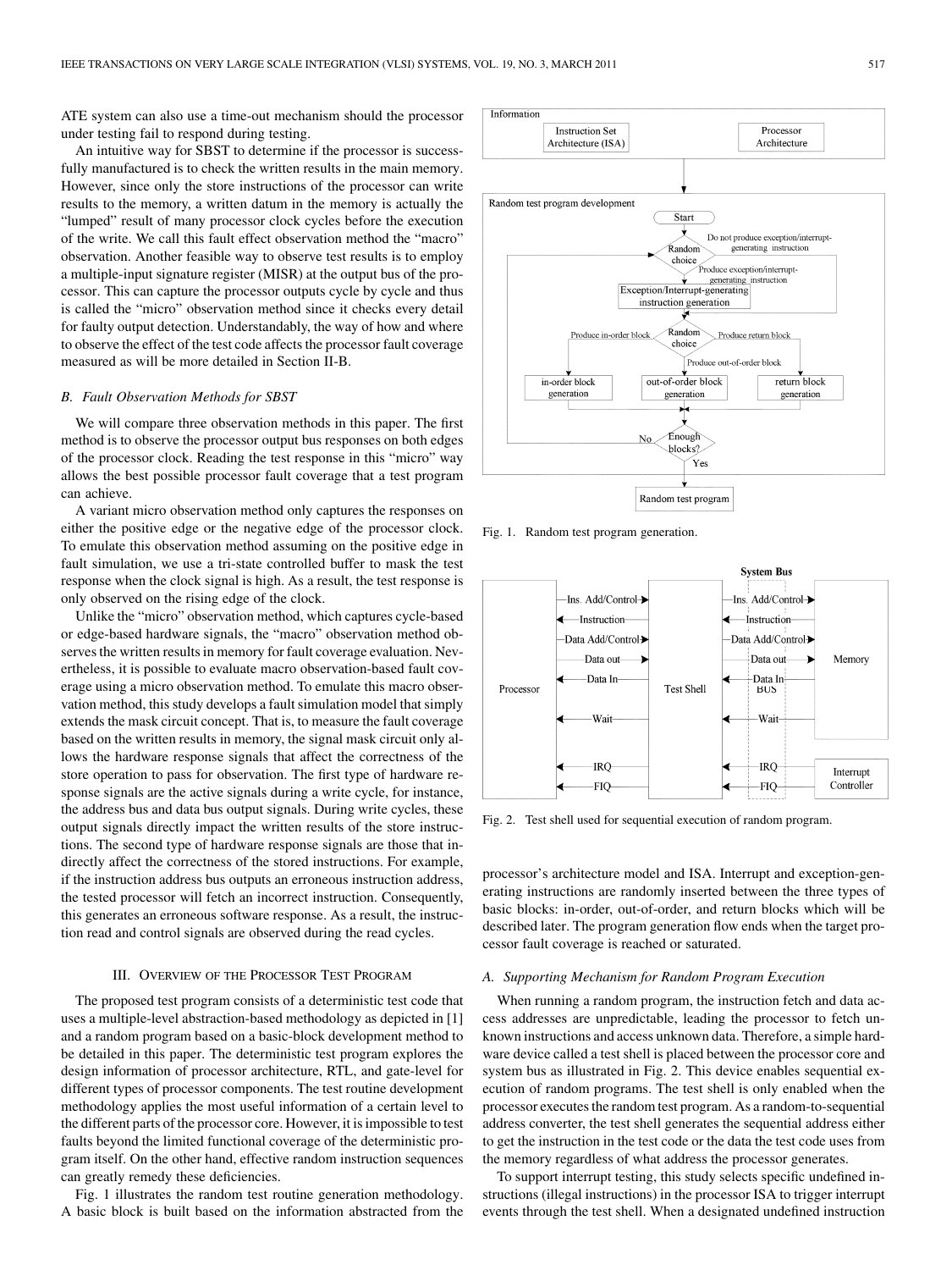ATE system can also use a time-out mechanism should the processor under testing fail to respond during testing.

An intuitive way for SBST to determine if the processor is successfully manufactured is to check the written results in the main memory. However, since only the store instructions of the processor can write results to the memory, a written datum in the memory is actually the "lumped" result of many processor clock cycles before the execution of the write. We call this fault effect observation method the "macro" observation. Another feasible way to observe test results is to employ a multiple-input signature register (MISR) at the output bus of the processor. This can capture the processor outputs cycle by cycle and thus is called the "micro" observation method since it checks every detail for faulty output detection. Understandably, the way of how and where to observe the effect of the test code affects the processor fault coverage measured as will be more detailed in Section II-B.

### B. Fault Observation Methods for SBST

We will compare three observation methods in this paper. The first method is to observe the processor output bus responses on both edges of the processor clock. Reading the test response in this "micro" way allows the best possible processor fault coverage that a test program can achieve.

A variant micro observation method only captures the responses on either the positive edge or the negative edge of the processor clock. To emulate this observation method assuming on the positive edge in fault simulation, we use a tri-state controlled buffer to mask the test response when the clock signal is high. As a result, the test response is only observed on the rising edge of the clock.

Unlike the "micro" observation method, which captures cycle-based or edge-based hardware signals, the "macro" observation method observes the written results in memory for fault coverage evaluation. Nevertheless, it is possible to evaluate macro observation-based fault coverage using a micro observation method. To emulate this macro observation method, this study develops a fault simulation model that simply extends the mask circuit concept. That is, to measure the fault coverage based on the written results in memory, the signal mask circuit only allows the hardware response signals that affect the correctness of the store operation to pass for observation. The first type of hardware response signals are the active signals during a write cycle, for instance, the address bus and data bus output signals. During write cycles, these output signals directly impact the written results of the store instructions. The second type of hardware response signals are those that indirectly affect the correctness of the stored instructions. For example, if the instruction address bus outputs an erroneous instruction address, the tested processor will fetch an incorrect instruction. Consequently, this generates an erroneous software response. As a result, the instruction read and control signals are observed during the read cycles.

## III. Overview of the Processor Test Program

The proposed test program consists of a deterministic test code that uses a multiple-level abstraction-based methodology as depicted in [1] and a random program based on a basic-block development method to be detailed in this paper. The deterministic test program explores the design information of processor architecture, RTL, and gate-level for different types of processor components. The test routine development methodology applies the most useful information of a certain level to the different parts of the processor core. However, it is impossible to test faults beyond the limited functional coverage of the deterministic program itself. On the other hand, effective random instruction sequences can greatly remedy these deficiencies.

Fig. 1 illustrates the random test routine generation methodology. A basic block is built based on the information abstracted from the processor's architecture model and ISA. Interrupt and exception-generating instructions are randomly inserted between the three types of basic blocks: in-order, out-of-order, and return blocks which will be described later. The program generation flow ends when the target processor fault coverage is reached or saturated.

Fig. 1. Random test program generation.

Fig. 2. Test shell used for sequential execution of random program.

### A. Supporting Mechanism for Random Program Execution

When running a random program, the instruction fetch and data access addresses are unpredictable, leading the processor to fetch unknown instructions and access unknown data. Therefore, a simple hardware device called a test shell is placed between the processor core and system bus as illustrated in Fig. 2. This device enables sequential execution of random programs. The test shell is only enabled when the processor executes the random test program. As a random-to-sequential address converter, the test shell generates the sequential address either to get the instruction in the test code or the data the test code uses from the memory regardless of what address the processor generates.

To support interrupt testing, this study selects specific undefined instructions (illegal instructions) in the processor ISA to trigger interrupt events through the test shell. When a designated undefined instruction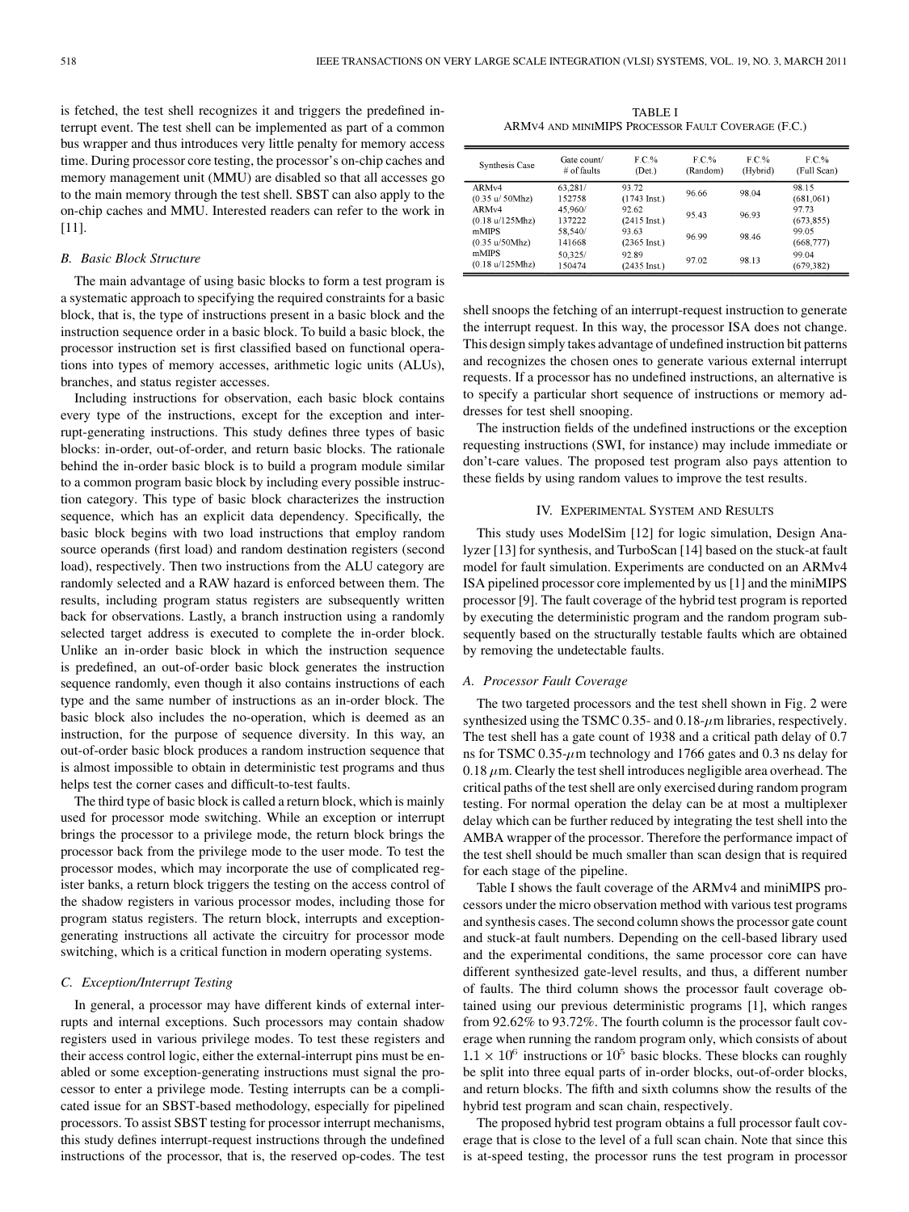is fetched, the test shell recognizes it and triggers the predefined interrupt event. The test shell can be implemented as part of a common bus wrapper and thus introduces very little penalty for memory access time. During processor core testing, the processor's on-chip caches and memory management unit (MMU) are disabled so that all accesses go to the main memory through the test shell. SBST can also apply to the on-chip caches and MMU. Interested readers can refer to the work in [11].

### B. Basic Block Structure

The main advantage of using basic blocks to form a test program is a systematic approach to specifying the required constraints for a basic block, that is, the type of instructions present in a basic block and the instruction sequence order in a basic block. To build a basic block, the processor instruction set is first classified based on functional operations into types of memory accesses, arithmetic logic units (ALUs), branches, and status register accesses.

Including instructions for observation, each basic block contains every type of the instructions, except for the exception and interrupt-generating instructions. This study defines three types of basic blocks: in-order, out-of-order, and return basic blocks. The rationale behind the in-order basic block is to build a program module similar to a common program basic block by including every possible instruction category. This type of basic block characterizes the instruction sequence, which has an explicit data dependency. Specifically, the basic block begins with two load instructions that employ random source operands (first load) and random destination registers (second load), respectively. Then two instructions from the ALU category are randomly selected and a RAW hazard is enforced between them. The results, including program status registers are subsequently written back for observations. Lastly, a branch instruction using a randomly selected target address is executed to complete the in-order block. Unlike an in-order basic block in which the instruction sequence is predefined, an out-of-order basic block generates the instruction sequence randomly, even though it also contains instructions of each type and the same number of instructions as an in-order block. The basic block also includes the no-operation, which is deemed as an instruction, for the purpose of sequence diversity. In this way, an out-of-order basic block produces a random instruction sequence that is almost impossible to obtain in deterministic test programs and thus helps test the corner cases and difficult-to-test faults.

The third type of basic block is called a return block, which is mainly used for processor mode switching. While an exception or interrupt brings the processor to a privilege mode, the return block brings the processor back from the privilege mode to the user mode. To test the processor modes, which may incorporate the use of complicated register banks, a return block triggers the testing on the access control of the shadow registers in various processor modes, including those for program status registers. The return block, interrupts and exception-generating instructions all activate the circuitry for processor mode switching, which is a critical function in modern operating systems.

### C. Exception/Interrupt Testing

In general, a processor may have different kinds of external interrupts and internal exceptions. Such processors may contain shadow registers used in various privilege modes. To test these registers and their access control logic, either the external-interrupt pins must be enabled or some exception-generating instructions must signal the processor to enter a privilege mode. Testing interrupts can be a complicated issue for an SBST-based methodology, especially for pipelined processors. To assist SBST testing for processor interrupt mechanisms, this study defines interrupt-request instructions through the undefined instructions of the processor, that is, the reserved op-codes. The test shell snoops the fetching of an interrupt-request instruction to generate the interrupt request. In this way, the processor ISA does not change. This design simply takes advantage of undefined instruction bit patterns and recognizes the chosen ones to generate various external interrupt requests. If a processor has no undefined instructions, an alternative is to specify a particular short sequence of instructions or memory addresses for test shell snooping.

The instruction fields of the undefined instructions or the exception requesting instructions (SWI, for instance) may include immediate or don't-care values. The proposed test program also pays attention to these fields by using random values to improve the test results.

TABLE I
ARMv4 AND miniMIPS PROCESSOR FAULT COVERAGE (F.C.)

| Synthesis Case | Gate count/ # of faults | F.C.% (Det.) | F.C.% (Random) | F.C.% (Hybrid) | F.C.% (Full Scan) |
|---|---|---|---|---|---|
| ARMv4 (0.35 u/ 50Mhz) | 63,281/ 152758 | 93.72 (1743 Inst.) | 96.66 | 98.04 | 98.15 (681,061) |
| ARMv4 (0.18 u/125Mhz) | 45,960/ 137222 | 92.62 (2415 Inst.) | 95.43 | 96.93 | 97.73 (673,855) |
| mMIPS (0.35 u/50Mhz) | 58,540/ 141668 | 93.63 (2365 Inst.) | 96.99 | 98.46 | 99.05 (668,777) |
| mMIPS (0.18 u/125Mhz) | 50,325/ 150474 | 92.89 (2435 Inst.) | 97.02 | 98.13 | 99.04 (679,382) |

## IV. Experimental System and Results

This study uses ModelSim [12] for logic simulation, Design Analyzer [13] for synthesis, and TurboScan [14] based on the stuck-at fault model for fault simulation. Experiments are conducted on an ARMv4 ISA pipelined processor core implemented by us [1] and the miniMIPS processor [9]. The fault coverage of the hybrid test program is reported by executing the deterministic program and the random program subsequently based on the structurally testable faults which are obtained by removing the undetectable faults.

### A. Processor Fault Coverage

The two targeted processors and the test shell shown in Fig. 2 were synthesized using the TSMC 0.35- and 0.18-$\mu$m libraries, respectively. The test shell has a gate count of 1938 and a critical path delay of 0.7 ns for TSMC 0.35-$\mu$m technology and 1766 gates and 0.3 ns delay for 0.18 $\mu$m. Clearly the test shell introduces negligible area overhead. The critical paths of the test shell are only exercised during random program testing. For normal operation the delay can be at most a multiplexer delay which can be further reduced by integrating the test shell into the AMBA wrapper of the processor. Therefore the performance impact of the test shell should be much smaller than scan design that is required for each stage of the pipeline.

Table I shows the fault coverage of the ARMv4 and miniMIPS processors under the micro observation method with various test programs and synthesis cases. The second column shows the processor gate count and stuck-at fault numbers. Depending on the cell-based library used and the experimental conditions, the same processor core can have different synthesized gate-level results, and thus, a different number of faults. The third column shows the processor fault coverage obtained using our previous deterministic programs [1], which ranges from 92.62% to 93.72%. The fourth column is the processor fault coverage when running the random program only, which consists of about $1.1 \times 10^6$ instructions or $10^5$ basic blocks. These blocks can roughly be split into three equal parts of in-order blocks, out-of-order blocks, and return blocks. The fifth and sixth columns show the results of the hybrid test program and scan chain, respectively.

The proposed hybrid test program obtains a full processor fault coverage that is close to the level of a full scan chain. Note that since this is at-speed testing, the processor runs the test program in processor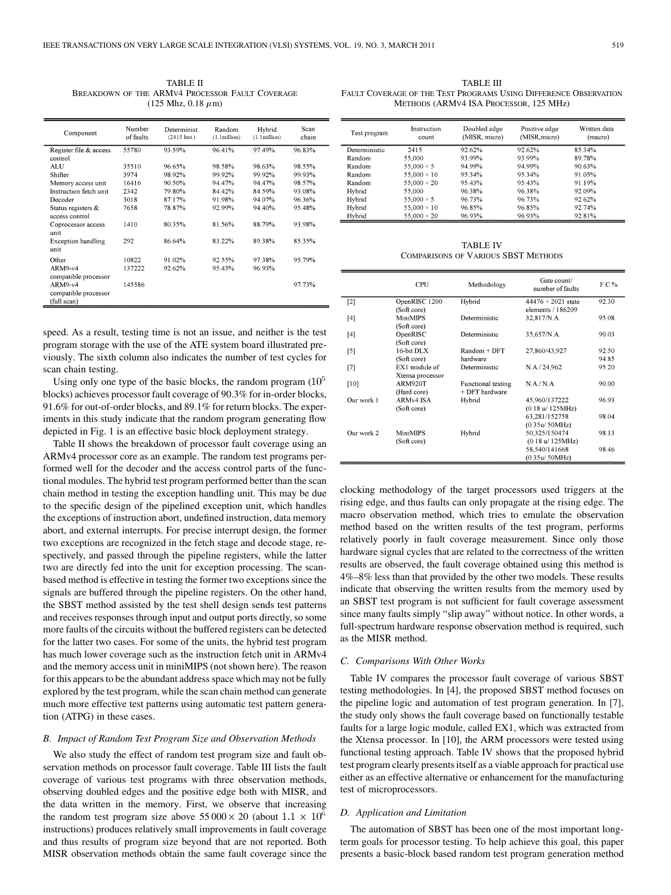TABLE II
BREAKDOWN OF THE ARMv4 PROCESSOR FAULT COVERAGE
(125 Mhz, 0.18 $\mu$m)

| Component | Number of faults | Determinist. (2415 Inst.) | Random (1.1million) | Hybrid (1.1million) | Scan chain |
|---|---|---|---|---|---|
| Register file & access control | 55780 | 93.59% | 96.41% | 97.49% | 96.83% |
| ALU | 35510 | 96.65% | 98.58% | 98.63% | 98.55% |
| Shifter | 3974 | 98.92% | 99.92% | 99.92% | 99.93% |
| Memory access unit | 16416 | 90.50% | 94.47% | 94.47% | 98.57% |
| Instruction fetch unit | 2342 | 79.80% | 84.42% | 84.59% | 93.08% |
| Decoder | 3018 | 87.17% | 91.98% | 94.07% | 96.36% |
| Status registers & access control | 7658 | 78.87% | 92.99% | 94.40% | 95.48% |
| Coprocessor access unit | 1410 | 80.35% | 81.56% | 88.79% | 93.98% |
| Exception handling unit | 292 | 86.64% | 83.22% | 89.38% | 85.35% |
| Other | 10822 | 91.02% | 92.55% | 97.38% | 95.79% |
| ARM9-v4 compatible processor | 137222 | 92.62% | 95.43% | 96.93% | |
| ARM9-v4 compatible processor (full scan) | 145586 | | | | 97.73% |

speed. As a result, testing time is not an issue, and neither is the test program storage with the use of the ATE system board illustrated previously. The sixth column also indicates the number of test cycles for scan chain testing.

Using only one type of the basic blocks, the random program ($10^5$ blocks) achieves processor fault coverage of 90.3% for in-order blocks, 91.6% for out-of-order blocks, and 89.1% for return blocks. The experiments in this study indicate that the random program generating flow depicted in Fig. 1 is an effective basic block deployment strategy.

Table II shows the breakdown of processor fault coverage using an ARMv4 processor core as an example. The random test programs performed well for the decoder and the access control parts of the functional modules. The hybrid test program performed better than the scan chain method in testing the exception handling unit. This may be due to the specific design of the pipelined exception unit, which handles the exceptions of instruction abort, undefined instruction, data memory abort, and external interrupts. For precise interrupt design, the former two exceptions are recognized in the fetch stage and decode stage, respectively, and passed through the pipeline registers, while the latter two are directly fed into the unit for exception processing. The scan-based method is effective in testing the former two exceptions since the signals are buffered through the pipeline registers. On the other hand, the SBST method assisted by the test shell design sends test patterns and receives responses through input and output ports directly, so some more faults of the circuits without the buffered registers can be detected for the latter two cases. For some of the units, the hybrid test program has much lower coverage such as the instruction fetch unit in ARMv4 and the memory access unit in miniMIPS (not shown here). The reason for this appears to be the abundant address space which may not be fully explored by the test program, while the scan chain method can generate much more effective test patterns using automatic test pattern generation (ATPG) in these cases.

### B. Impact of Random Test Program Size and Observation Methods

We also study the effect of random test program size and fault observation methods on processor fault coverage. Table III lists the fault coverage of various test programs with three observation methods, observing doubled edges and the positive edge both with MISR, and the data written in the memory. First, we observe that increasing the random test program size above $55\,000 \times 20$ (about $1.1 \times 10^6$ instructions) produces relatively small improvements in fault coverage and thus results of program size beyond that are not reported. Both MISR observation methods obtain the same fault coverage since the clocking methodology of the target processors used triggers at the rising edge, and thus faults can only propagate at the rising edge. The macro observation method, which tries to emulate the observation method based on the written results of the test program, performs relatively poorly in fault coverage measurement. Since only those hardware signal cycles that are related to the correctness of the written results are observed, the fault coverage obtained using this method is 4%–8% less than that provided by the other two models. These results indicate that observing the written results from the memory used by an SBST test program is not sufficient for fault coverage assessment since many faults simply "slip away" without notice. In other words, a full-spectrum hardware response observation method is required, such as the MISR method.

TABLE III
FAULT COVERAGE OF THE TEST PROGRAMS USING DIFFERENCE OBSERVATION METHODS (ARMv4 ISA PROCESSOR, 125 MHz)

| Test program | Instruction count | Doubled edge (MISR, micro) | Positive edge (MISR,micro) | Written data (macro) |
|---|---|---|---|---|
| Deterministic | 2415 | 92.62% | 92.62% | 85.34% |
| Random | 55,000 | 93.99% | 93.99% | 89.78% |
| Random | 55,000 × 5 | 94.99% | 94.99% | 90.63% |
| Random | 55,000 × 10 | 95.34% | 95.34% | 91.05% |
| Random | 55,000 × 20 | 95.43% | 95.43% | 91.19% |
| Hybrid | 55,000 | 96.38% | 96.38% | 92.09% |
| Hybrid | 55,000 × 5 | 96.73% | 96.73% | 92.62% |
| Hybrid | 55,000 × 10 | 96.85% | 96.85% | 92.74% |
| Hybrid | 55,000 × 20 | 96.93% | 96.93% | 92.81% |

TABLE IV
COMPARISONS OF VARIOUS SBST METHODS

| | CPU | Methodology | Gate count/ number of faults | F.C.% |
|---|---|---|---|---|
| [2] | OpenRISC 1200 (Soft core) | Hybrid | 44476 + 2021 state elements / 186209 | 92.30 |
| [4] | MiniMIPS (Soft core) | Deterministic | 32,817/N.A. | 95.08 |
| [4] | OpenRISC (Soft core) | Deterministic | 35,657/N.A. | 90.03 |
| [5] | 16-bit DLX (Soft core) | Random + DFT hardware | 27,860/43,927 | 92.50 94.85 |
| [7] | EX1 module of Xtensa processor | Deterministic | N.A./ 24,962 | 95.20 |
| [10] | ARM920T (Hard core) | Functional testing + DFT hardware | N.A./ N.A. | 90.00 |
| Our work 1 | ARMv4 ISA (Soft core) | Hybrid | 45,960/137222 (0.18 u/ 125MHz) | 96.93 |
| | | | 63,281/152758 (0.35u/ 50MHz) | 98.04 |
| Our work 2 | MiniMIPS (Soft core) | Hybrid | 50,325/150474 (0.18 u/ 125MHz) | 98.13 |
| | | | 58,540/141668 (0.35u/ 50MHz) | 98.46 |

### C. Comparisons With Other Works

Table IV compares the processor fault coverage of various SBST testing methodologies. In [4], the proposed SBST method focuses on the pipeline logic and automation of test program generation. In [7], the study only shows the fault coverage based on functionally testable faults for a large logic module, called EX1, which was extracted from the Xtensa processor. In [10], the ARM processors were tested using functional testing approach. Table IV shows that the proposed hybrid test program clearly presents itself as a viable approach for practical use either as an effective alternative or enhancement for the manufacturing test of microprocessors.

### D. Application and Limitation

The automation of SBST has been one of the most important long-term goals for processor testing. To help achieve this goal, this paper presents a basic-block based random test program generation method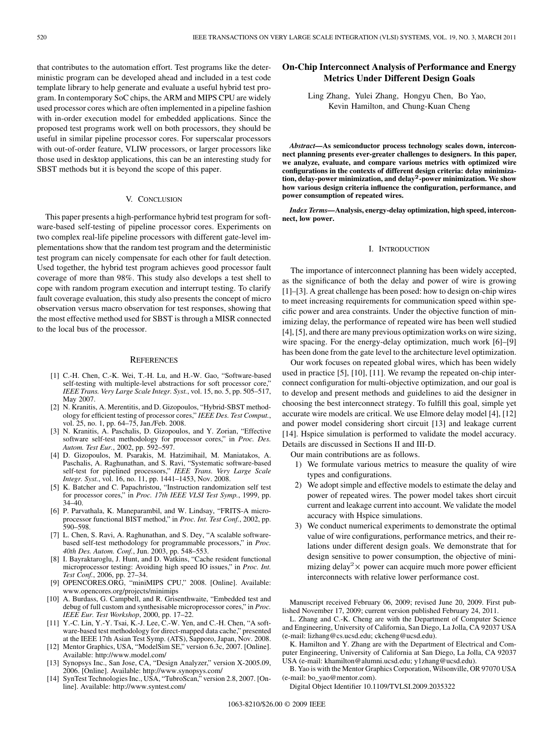that contributes to the automation effort. Test programs like the deterministic program can be developed ahead and included in a test code template library to help generate and evaluate a useful hybrid test program. In contemporary SoC chips, the ARM and MIPS CPU are widely used processor cores which are often implemented in a pipeline fashion with in-order execution model for embedded applications. Since the proposed test programs work well on both processors, they should be useful in similar pipeline processor cores. For superscalar processors with out-of-order feature, VLIW processors, or larger processors like those used in desktop applications, this can be an interesting study for SBST methods but it is beyond the scope of this paper.

## V. Conclusion

This paper presents a high-performance hybrid test program for software-based self-testing of pipeline processor cores. Experiments on two complex real-life pipeline processors with different gate-level implementations show that the random test program and the deterministic test program can nicely compensate for each other for fault detection. Used together, the hybrid test program achieves good processor fault coverage of more than 98%. This study also develops a test shell to cope with random program execution and interrupt testing. To clarify fault coverage evaluation, this study also presents the concept of micro observation versus macro observation for test responses, showing that the most effective method used for SBST is through a MISR connected to the local bus of the processor.

## References

[1] C.-H. Chen, C.-K. Wei, T.-H. Lu, and H.-W. Gao, "Software-based self-testing with multiple-level abstractions for soft processor core," *IEEE Trans. Very Large Scale Integr. Syst.*, vol. 15, no. 5, pp. 505–517, May 2007.

[2] N. Kranitis, A. Merentitis, and D. Gizopoulos, "Hybrid-SBST methodology for efficient testing of processor cores," *IEEE Des. Test Comput.*, vol. 25, no. 1, pp. 64–75, Jan./Feb. 2008.

[3] N. Kranitis, A. Paschalis, D. Gizopoulos, and Y. Zorian, "Effective software self-test methodology for processor cores," in *Proc. Des. Autom. Test Eur.*, 2002, pp. 592–597.

[4] D. Gizopoulos, M. Psarakis, M. Hatzimihail, M. Maniatakos, A. Paschalis, A. Raghunathan, and S. Ravi, "Systematic software-based self-test for pipelined processors," *IEEE Trans. Very Large Scale Integr. Syst.*, vol. 16, no. 11, pp. 1441–1453, Nov. 2008.

[5] K. Batcher and C. Papachristou, "Instruction randomization self test for processor cores," in *Proc. 17th IEEE VLSI Test Symp.*, 1999, pp. 34–40.

[6] P. Parvathala, K. Maneparambil, and W. Lindsay, "FRITS-A microprocessor functional BIST method," in *Proc. Int. Test Conf.*, 2002, pp. 590–598.

[7] L. Chen, S. Ravi, A. Raghunathan, and S. Dey, "A scalable software-based self-test methodology for programmable processors," in *Proc. 40th Des. Autom. Conf.*, Jun. 2003, pp. 548–553.

[8] I. Bayraktaroglu, J. Hunt, and D. Watkins, "Cache resident functional microprocessor testing: Avoiding high speed IO issues," in *Proc. Int. Test Conf.*, 2006, pp. 27–34.

[9] OPENCORES.ORG, "miniMIPS CPU," 2008. [Online]. Available: www.opencores.org/projects/minimips

[10] A. Burdass, G. Campbell, and R. Grisenthwaite, "Embedded test and debug of full custom and synthesisable microprocessor cores," in *Proc. IEEE Eur. Test Workshop*, 2000, pp. 17–22.

[11] Y.-C. Lin, Y.-Y. Tsai, K.-J. Lee, C.-W. Yen, and C.-H. Chen, "A software-based test methodology for direct-mapped data cache," presented at the IEEE 17th Asian Test Symp. (ATS), Sapporo, Japan, Nov. 2008.

[12] Mentor Graphics, USA, "ModelSim SE," version 6.3c, 2007. [Online]. Available: http://www.model.com/

[13] Synopsys Inc., San Jose, CA, "Design Analyzer," version X-2005.09, 2006. [Online]. Available: http://www.synopsys.com/

[14] SynTest Technologies Inc., USA, "TubroScan," version 2.8, 2007. [Online]. Available: http://www.syntest.com/

# On-Chip Interconnect Analysis of Performance and Energy Metrics Under Different Design Goals

Ling Zhang, Yulei Zhang, Hongyu Chen, Bo Yao, Kevin Hamilton, and Chung-Kuan Cheng

***Abstract*—As semiconductor process technology scales down, interconnect planning presents ever-greater challenges to designers. In this paper, we analyze, evaluate, and compare various metrics with optimized wire configurations in the contexts of different design criteria: delay minimization, delay-power minimization, and delay$^2$-power minimization. We show how various design criteria influence the configuration, performance, and power consumption of repeated wires.**

***Index Terms*—Analysis, energy-delay optimization, high speed, interconnect, low power.**

## I. Introduction

The importance of interconnect planning has been widely accepted, as the significance of both the delay and power of wire is growing [1]–[3]. A great challenge has been posed: how to design on-chip wires to meet increasing requirements for communication speed within specific power and area constraints. Under the objective function of minimizing delay, the performance of repeated wire has been well studied [4], [5], and there are many previous optimization works on wire sizing, wire spacing. For the energy-delay optimization, much work [6]–[9] has been done from the gate level to the architecture level optimization.

Our work focuses on repeated global wires, which has been widely used in practice [5], [10], [11]. We revamp the repeated on-chip interconnect configuration for multi-objective optimization, and our goal is to develop and present methods and guidelines to aid the designer in choosing the best interconnect strategy. To fulfill this goal, simple yet accurate wire models are critical. We use Elmore delay model [4], [12] and power model considering short circuit [13] and leakage current [14]. Hspice simulation is performed to validate the model accuracy. Details are discussed in Sections II and III-D.

Our main contributions are as follows.

1) We formulate various metrics to measure the quality of wire types and configurations.
2) We adopt simple and effective models to estimate the delay and power of repeated wires. The power model takes short circuit current and leakage current into account. We validate the model accuracy with Hspice simulations.
3) We conduct numerical experiments to demonstrate the optimal value of wire configurations, performance metrics, and their relations under different design goals. We demonstrate that for design sensitive to power consumption, the objective of minimizing delay$^2 \times$ power can acquire much more power efficient interconnects with relative lower performance cost.

Manuscript received February 06, 2009; revised June 20, 2009. First published November 17, 2009; current version published February 24, 2011.

L. Zhang and C.-K. Cheng are with the Department of Computer Science and Engineering, University of California, San Diego, La Jolla, CA 92037 USA (e-mail: lizhang@cs.ucsd.edu; ckcheng@ucsd.edu).

K. Hamilton and Y. Zhang are with the Department of Electrical and Computer Engineering, University of California at San Diego, La Jolla, CA 92037 USA (e-mail: khamilton@alumni.ucsd.edu; y1zhang@ucsd.edu).

B. Yao is with the Mentor Graphics Corporation, Wilsonville, OR 97070 USA (e-mail: bo_yao@mentor.com).

Digital Object Identifier 10.1109/TVLSI.2009.2035322